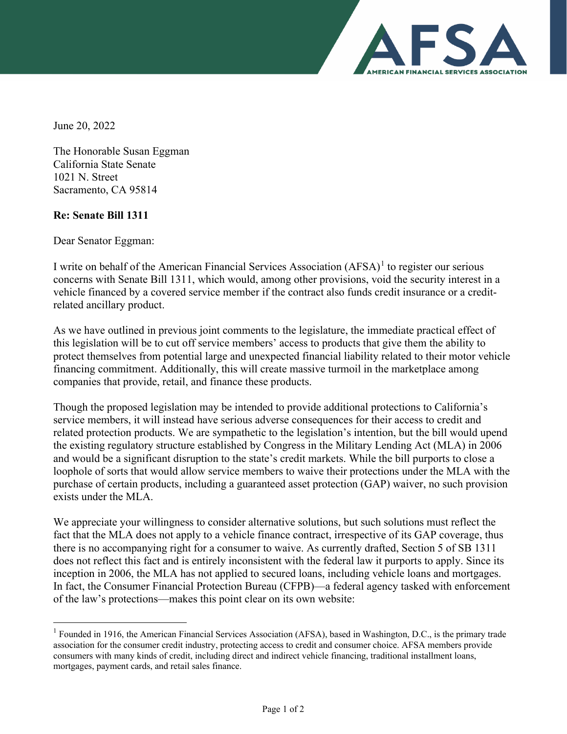June 20, 2022

The Honorable Susan Eggman
California State Senate
1021 N. Street
Sacramento, CA 95814

**Re: Senate Bill 1311**

Dear Senator Eggman:

I write on behalf of the American Financial Services Association (AFSA)[1] to register our serious concerns with Senate Bill 1311, which would, among other provisions, void the security interest in a vehicle financed by a covered service member if the contract also funds credit insurance or a credit-related ancillary product.

As we have outlined in previous joint comments to the legislature, the immediate practical effect of this legislation will be to cut off service members' access to products that give them the ability to protect themselves from potential large and unexpected financial liability related to their motor vehicle financing commitment. Additionally, this will create massive turmoil in the marketplace among companies that provide, retail, and finance these products.

Though the proposed legislation may be intended to provide additional protections to California's service members, it will instead have serious adverse consequences for their access to credit and related protection products. We are sympathetic to the legislation's intention, but the bill would upend the existing regulatory structure established by Congress in the Military Lending Act (MLA) in 2006 and would be a significant disruption to the state's credit markets. While the bill purports to close a loophole of sorts that would allow service members to waive their protections under the MLA with the purchase of certain products, including a guaranteed asset protection (GAP) waiver, no such provision exists under the MLA.

We appreciate your willingness to consider alternative solutions, but such solutions must reflect the fact that the MLA does not apply to a vehicle finance contract, irrespective of its GAP coverage, thus there is no accompanying right for a consumer to waive. As currently drafted, Section 5 of SB 1311 does not reflect this fact and is entirely inconsistent with the federal law it purports to apply. Since its inception in 2006, the MLA has not applied to secured loans, including vehicle loans and mortgages. In fact, the Consumer Financial Protection Bureau (CFPB)—a federal agency tasked with enforcement of the law's protections—makes this point clear on its own website:

---

[1] Founded in 1916, the American Financial Services Association (AFSA), based in Washington, D.C., is the primary trade association for the consumer credit industry, protecting access to credit and consumer choice. AFSA members provide consumers with many kinds of credit, including direct and indirect vehicle financing, traditional installment loans, mortgages, payment cards, and retail sales finance.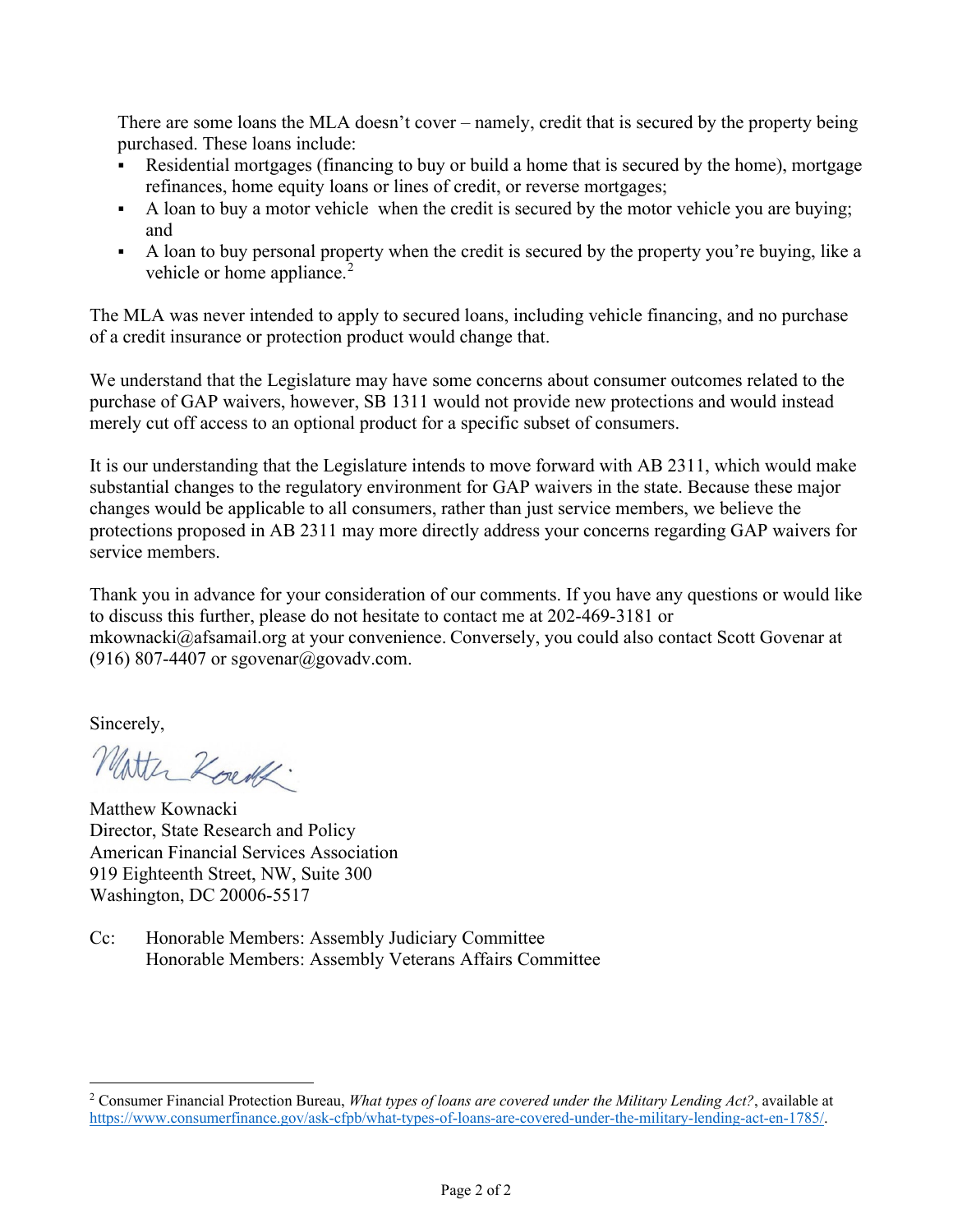There are some loans the MLA doesn't cover – namely, credit that is secured by the property being purchased. These loans include:

- Residential mortgages (financing to buy or build a home that is secured by the home), mortgage refinances, home equity loans or lines of credit, or reverse mortgages;
- A loan to buy a motor vehicle when the credit is secured by the motor vehicle you are buying; and
- A loan to buy personal property when the credit is secured by the property you're buying, like a vehicle or home appliance.[2]

The MLA was never intended to apply to secured loans, including vehicle financing, and no purchase of a credit insurance or protection product would change that.

We understand that the Legislature may have some concerns about consumer outcomes related to the purchase of GAP waivers, however, SB 1311 would not provide new protections and would instead merely cut off access to an optional product for a specific subset of consumers.

It is our understanding that the Legislature intends to move forward with AB 2311, which would make substantial changes to the regulatory environment for GAP waivers in the state. Because these major changes would be applicable to all consumers, rather than just service members, we believe the protections proposed in AB 2311 may more directly address your concerns regarding GAP waivers for service members.

Thank you in advance for your consideration of our comments. If you have any questions or would like to discuss this further, please do not hesitate to contact me at 202-469-3181 or mkownacki@afsamail.org at your convenience. Conversely, you could also contact Scott Govenar at (916) 807-4407 or sgovenar@govadv.com.

Sincerely,

Matthew Kownacki
Director, State Research and Policy
American Financial Services Association
919 Eighteenth Street, NW, Suite 300
Washington, DC 20006-5517

Cc: Honorable Members: Assembly Judiciary Committee
Honorable Members: Assembly Veterans Affairs Committee

---

[2] Consumer Financial Protection Bureau, *What types of loans are covered under the Military Lending Act?*, available at https://www.consumerfinance.gov/ask-cfpb/what-types-of-loans-are-covered-under-the-military-lending-act-en-1785/.